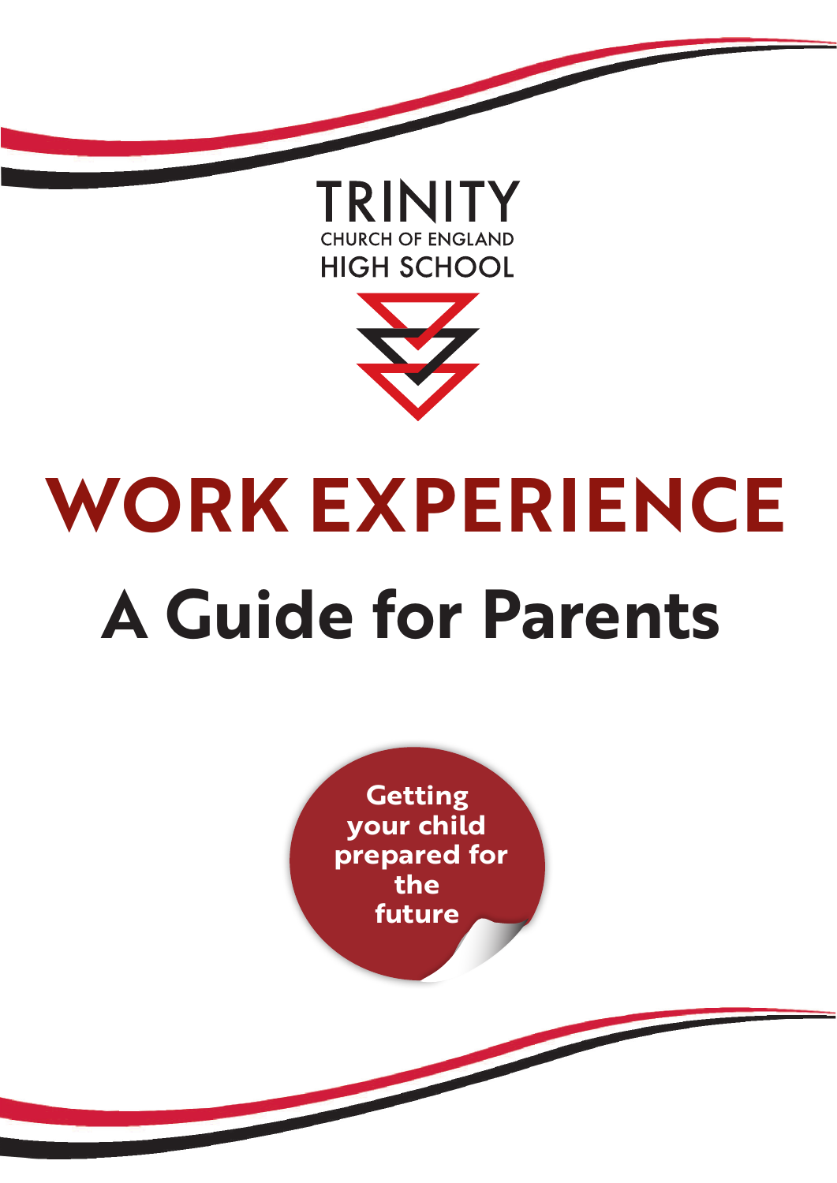TRINITY

CHURCH OF ENGLAND

HIGH SCHOOL

# WORK EXPERIENCE

## A Guide for Parents

**Getting your child prepared for the future**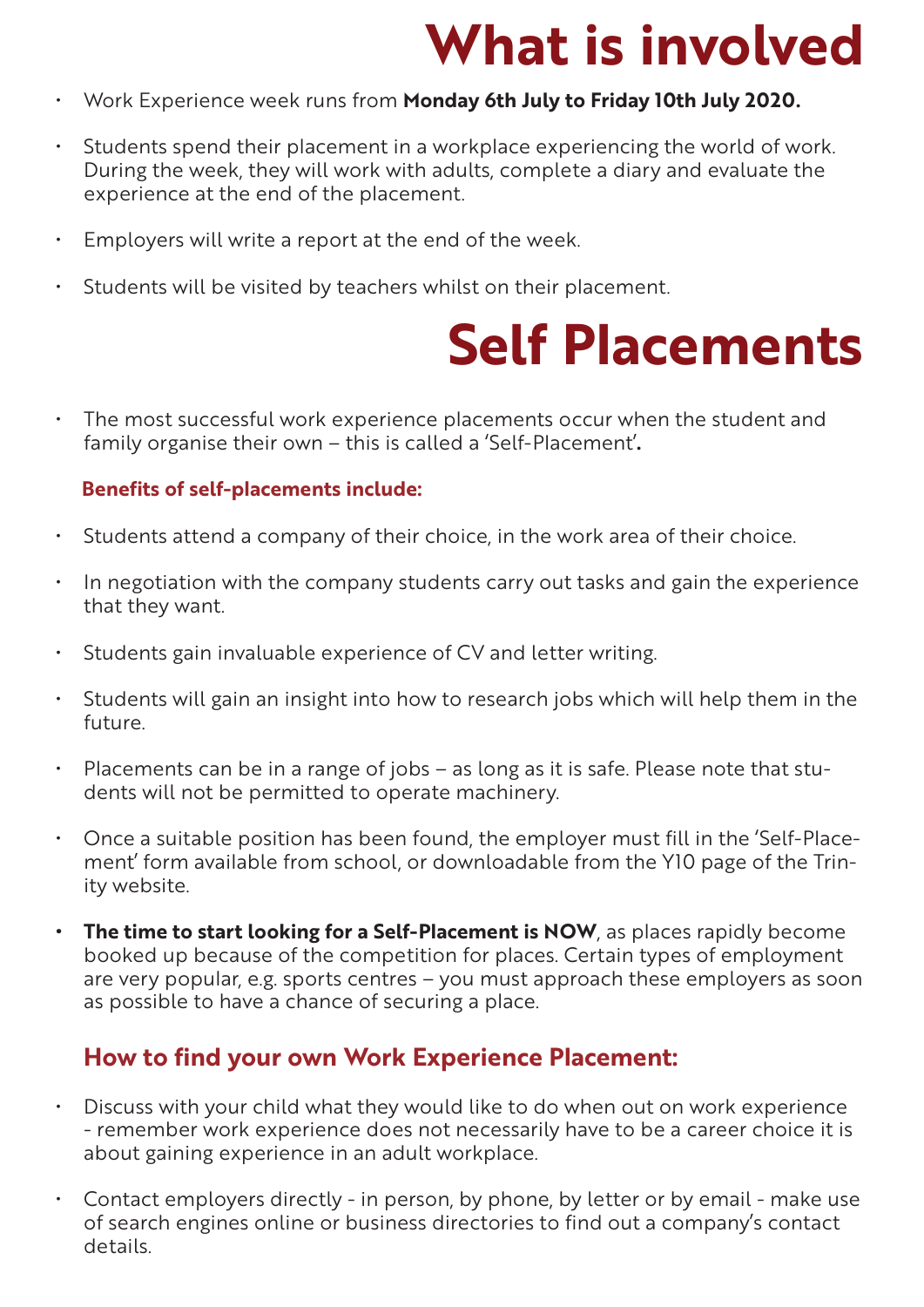# What is involved

- Work Experience week runs from **Monday 6th July to Friday 10th July 2020.**
- Students spend their placement in a workplace experiencing the world of work. During the week, they will work with adults, complete a diary and evaluate the experience at the end of the placement.
- Employers will write a report at the end of the week.
- Students will be visited by teachers whilst on their placement.

# Self Placements

- The most successful work experience placements occur when the student and family organise their own – this is called a 'Self-Placement'**.**

**Benefits of self-placements include:**

- Students attend a company of their choice, in the work area of their choice.
- In negotiation with the company students carry out tasks and gain the experience that they want.
- Students gain invaluable experience of CV and letter writing.
- Students will gain an insight into how to research jobs which will help them in the future.
- Placements can be in a range of jobs – as long as it is safe. Please note that students will not be permitted to operate machinery.
- Once a suitable position has been found, the employer must fill in the 'Self-Placement' form available from school, or downloadable from the Y10 page of the Trinity website.
- **The time to start looking for a Self-Placement is NOW**, as places rapidly become booked up because of the competition for places. Certain types of employment are very popular, e.g. sports centres – you must approach these employers as soon as possible to have a chance of securing a place.

## How to find your own Work Experience Placement:

- Discuss with your child what they would like to do when out on work experience - remember work experience does not necessarily have to be a career choice it is about gaining experience in an adult workplace.
- Contact employers directly - in person, by phone, by letter or by email - make use of search engines online or business directories to find out a company's contact details.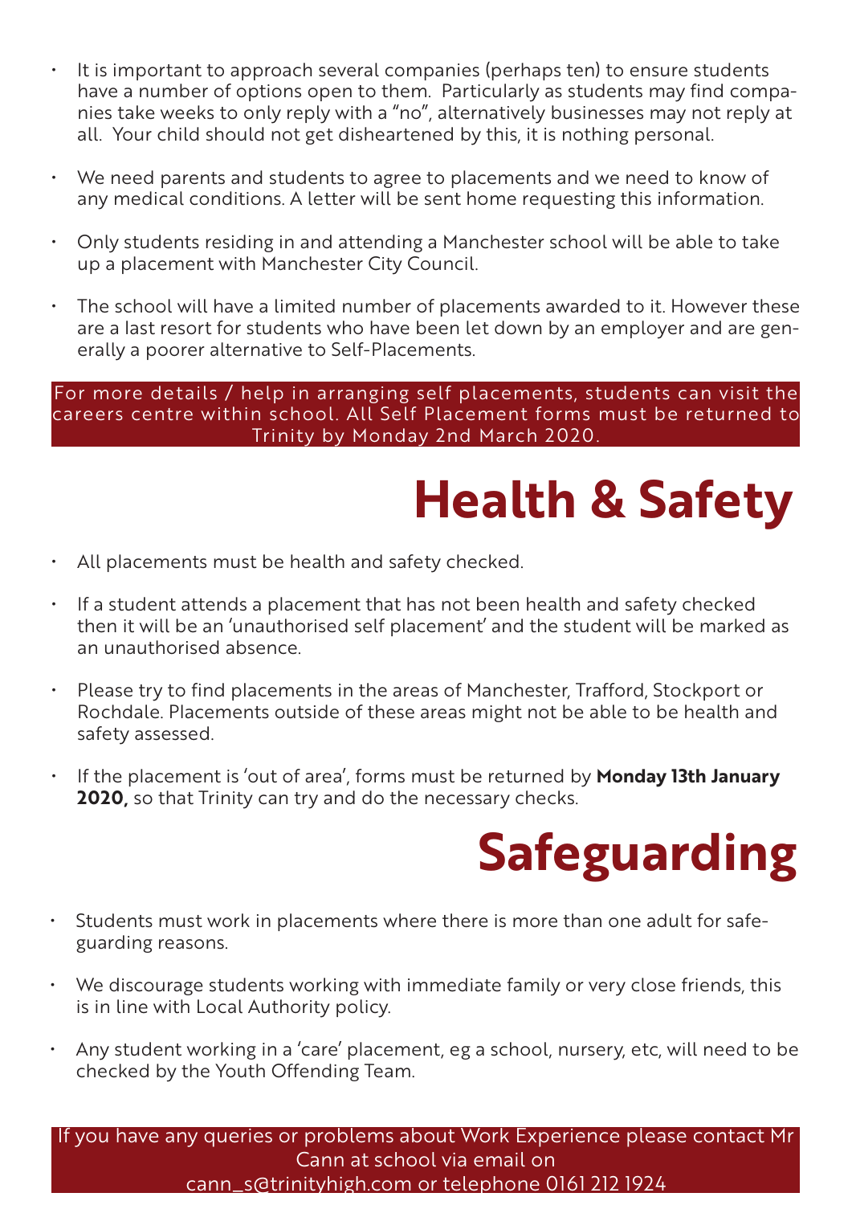- It is important to approach several companies (perhaps ten) to ensure students have a number of options open to them. Particularly as students may find companies take weeks to only reply with a "no", alternatively businesses may not reply at all. Your child should not get disheartened by this, it is nothing personal.

- We need parents and students to agree to placements and we need to know of any medical conditions. A letter will be sent home requesting this information.

- Only students residing in and attending a Manchester school will be able to take up a placement with Manchester City Council.

- The school will have a limited number of placements awarded to it. However these are a last resort for students who have been let down by an employer and are generally a poorer alternative to Self-Placements.

For more details / help in arranging self placements, students can visit the careers centre within school. All Self Placement forms must be returned to Trinity by Monday 2nd March 2020.

# Health & Safety

- All placements must be health and safety checked.

- If a student attends a placement that has not been health and safety checked then it will be an 'unauthorised self placement' and the student will be marked as an unauthorised absence.

- Please try to find placements in the areas of Manchester, Trafford, Stockport or Rochdale. Placements outside of these areas might not be able to be health and safety assessed.

- If the placement is 'out of area', forms must be returned by **Monday 13th January 2020,** so that Trinity can try and do the necessary checks.

# Safeguarding

- Students must work in placements where there is more than one adult for safeguarding reasons.

- We discourage students working with immediate family or very close friends, this is in line with Local Authority policy.

- Any student working in a 'care' placement, eg a school, nursery, etc, will need to be checked by the Youth Offending Team.

If you have any queries or problems about Work Experience please contact Mr Cann at school via email on cann_s@trinityhigh.com or telephone 0161 212 1924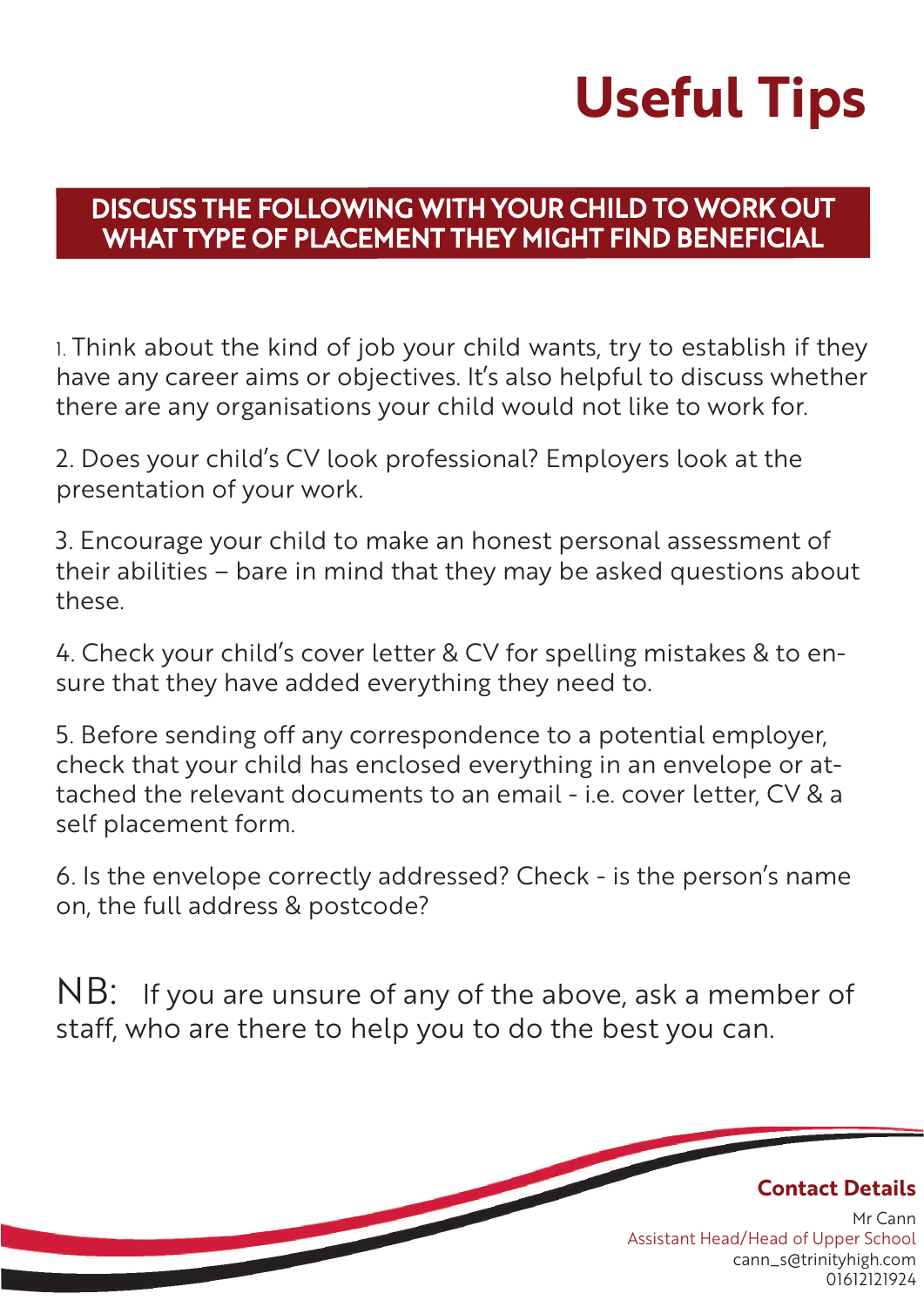# Useful Tips

**DISCUSS THE FOLLOWING WITH YOUR CHILD TO WORK OUT WHAT TYPE OF PLACEMENT THEY MIGHT FIND BENEFICIAL**

1. Think about the kind of job your child wants, try to establish if they have any career aims or objectives. It's also helpful to discuss whether there are any organisations your child would not like to work for.

2. Does your child's CV look professional? Employers look at the presentation of your work.

3. Encourage your child to make an honest personal assessment of their abilities – bare in mind that they may be asked questions about these.

4. Check your child's cover letter & CV for spelling mistakes & to ensure that they have added everything they need to.

5. Before sending off any correspondence to a potential employer, check that your child has enclosed everything in an envelope or attached the relevant documents to an email - i.e. cover letter, CV & a self placement form.

6. Is the envelope correctly addressed? Check - is the person's name on, the full address & postcode?

NB: If you are unsure of any of the above, ask a member of staff, who are there to help you to do the best you can.

**Contact Details**

Mr Cann
Assistant Head/Head of Upper School
cann_s@trinityhigh.com
01612121924